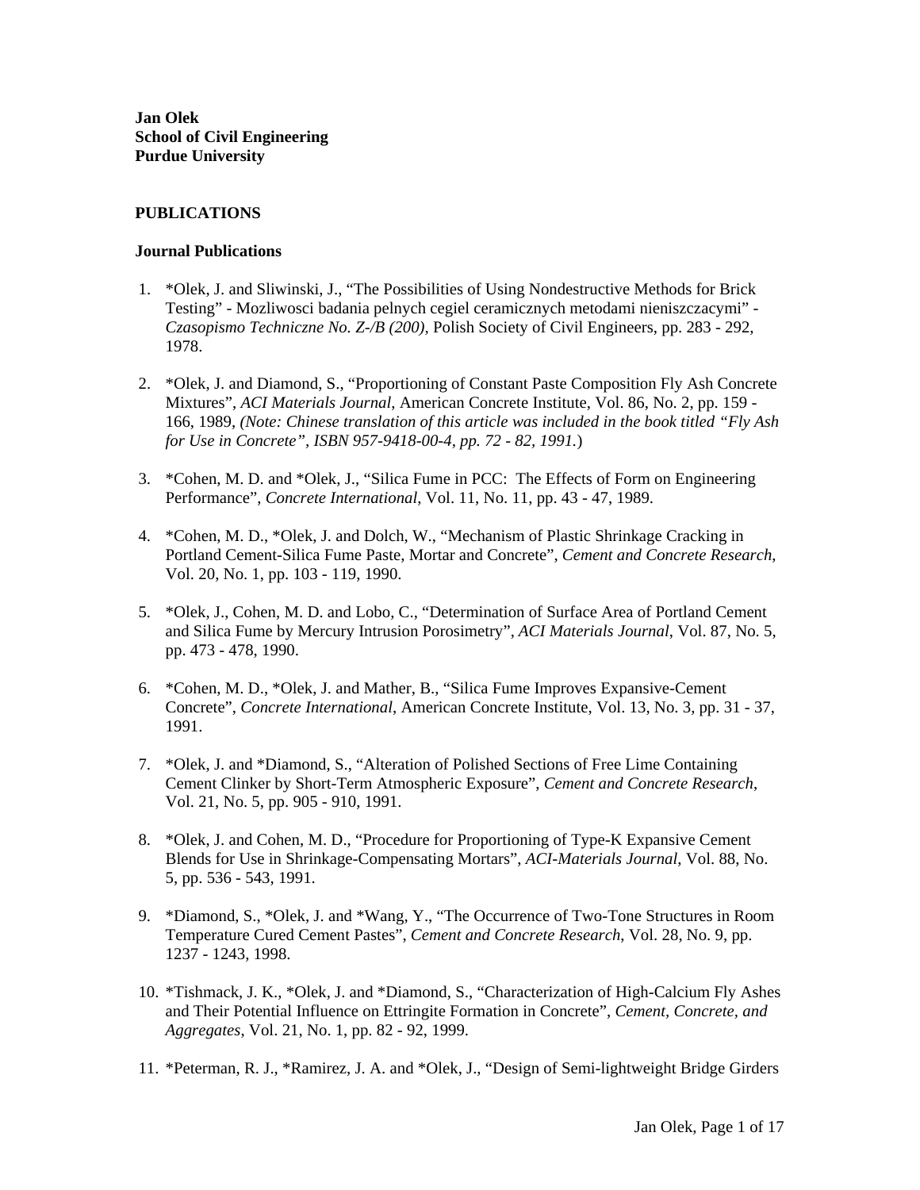**Jan Olek**
**School of Civil Engineering**
**Purdue University**

## PUBLICATIONS

### Journal Publications

1. *Olek, J. and Sliwinski, J., "The Possibilities of Using Nondestructive Methods for Brick Testing" - Mozliwosci badania pelnych cegiel ceramicznych metodami nieniszczacymi" - *Czasopismo Techniczne No. Z-/B (200),* Polish Society of Civil Engineers, pp. 283 - 292, 1978.

2. *Olek, J. and Diamond, S., "Proportioning of Constant Paste Composition Fly Ash Concrete Mixtures", *ACI Materials Journal,* American Concrete Institute, Vol. 86, No. 2, pp. 159 - 166, 1989, *(Note: Chinese translation of this article was included in the book titled "Fly Ash for Use in Concrete", ISBN 957-9418-00-4, pp. 72 - 82, 1991.*)

3. *Cohen, M. D. and *Olek, J., "Silica Fume in PCC: The Effects of Form on Engineering Performance", *Concrete International*, Vol. 11, No. 11, pp. 43 - 47, 1989.

4. *Cohen, M. D., *Olek, J. and Dolch, W., "Mechanism of Plastic Shrinkage Cracking in Portland Cement-Silica Fume Paste, Mortar and Concrete", *Cement and Concrete Research*, Vol. 20, No. 1, pp. 103 - 119, 1990.

5. *Olek, J., Cohen, M. D. and Lobo, C., "Determination of Surface Area of Portland Cement and Silica Fume by Mercury Intrusion Porosimetry", *ACI Materials Journal*, Vol. 87, No. 5, pp. 473 - 478, 1990.

6. *Cohen, M. D., *Olek, J. and Mather, B., "Silica Fume Improves Expansive-Cement Concrete", *Concrete International*, American Concrete Institute, Vol. 13, No. 3, pp. 31 - 37, 1991.

7. *Olek, J. and *Diamond, S., "Alteration of Polished Sections of Free Lime Containing Cement Clinker by Short-Term Atmospheric Exposure", *Cement and Concrete Research*, Vol. 21, No. 5, pp. 905 - 910, 1991.

8. *Olek, J. and Cohen, M. D., "Procedure for Proportioning of Type-K Expansive Cement Blends for Use in Shrinkage-Compensating Mortars", *ACI-Materials Journal*, Vol. 88, No. 5, pp. 536 - 543, 1991.

9. *Diamond, S., *Olek, J. and *Wang, Y., "The Occurrence of Two-Tone Structures in Room Temperature Cured Cement Pastes", *Cement and Concrete Research,* Vol. 28, No. 9, pp. 1237 - 1243, 1998.

10. *Tishmack, J. K., *Olek, J. and *Diamond, S., "Characterization of High-Calcium Fly Ashes and Their Potential Influence on Ettringite Formation in Concrete", *Cement, Concrete, and Aggregates*, Vol. 21, No. 1, pp. 82 - 92, 1999.

11. *Peterman, R. J., *Ramirez, J. A. and *Olek, J., "Design of Semi-lightweight Bridge Girders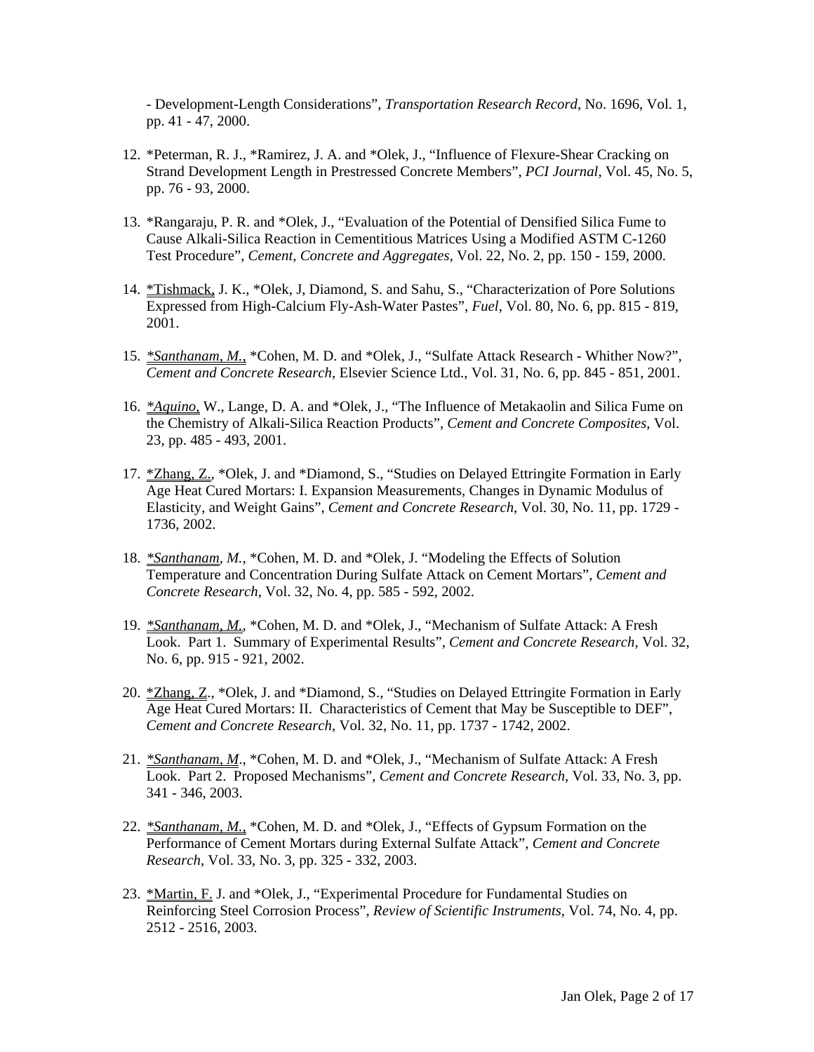- Development-Length Considerations”, *Transportation Research Record*, No. 1696, Vol. 1, pp. 41 - 47, 2000.

12. *Peterman, R. J., *Ramirez, J. A. and *Olek, J., “Influence of Flexure-Shear Cracking on Strand Development Length in Prestressed Concrete Members”, *PCI Journal*, Vol. 45, No. 5, pp. 76 - 93, 2000.

13. *Rangaraju, P. R. and *Olek, J., “Evaluation of the Potential of Densified Silica Fume to Cause Alkali-Silica Reaction in Cementitious Matrices Using a Modified ASTM C-1260 Test Procedure”, *Cement, Concrete and Aggregates*, Vol. 22, No. 2, pp. 150 - 159, 2000.

14. *Tishmack, J. K., *Olek, J, Diamond, S. and Sahu, S., “Characterization of Pore Solutions Expressed from High-Calcium Fly-Ash-Water Pastes”, *Fuel*, Vol. 80, No. 6, pp. 815 - 819, 2001.

15. **Santhanam, M.*, *Cohen, M. D. and *Olek, J., “Sulfate Attack Research - Whither Now?”, *Cement and Concrete Research*, Elsevier Science Ltd., Vol. 31, No. 6, pp. 845 - 851, 2001.

16. **Aquino*, W., Lange, D. A. and *Olek, J., “The Influence of Metakaolin and Silica Fume on the Chemistry of Alkali-Silica Reaction Products”, *Cement and Concrete Composites*, Vol. 23, pp. 485 - 493, 2001.

17. *Zhang, Z., *Olek, J. and *Diamond, S., “Studies on Delayed Ettringite Formation in Early Age Heat Cured Mortars: I. Expansion Measurements, Changes in Dynamic Modulus of Elasticity, and Weight Gains”, *Cement and Concrete Research*, Vol. 30, No. 11, pp. 1729 - 1736, 2002.

18. **Santhanam, M.*, *Cohen, M. D. and *Olek, J. “Modeling the Effects of Solution Temperature and Concentration During Sulfate Attack on Cement Mortars”, *Cement and Concrete Research*, Vol. 32, No. 4, pp. 585 - 592, 2002.

19. **Santhanam, M.*, *Cohen, M. D. and *Olek, J., “Mechanism of Sulfate Attack: A Fresh Look. Part 1. Summary of Experimental Results”, *Cement and Concrete Research*, Vol. 32, No. 6, pp. 915 - 921, 2002.

20. *Zhang, Z., *Olek, J. and *Diamond, S., “Studies on Delayed Ettringite Formation in Early Age Heat Cured Mortars: II. Characteristics of Cement that May be Susceptible to DEF”, *Cement and Concrete Research*, Vol. 32, No. 11, pp. 1737 - 1742, 2002.

21. **Santhanam, M.*, *Cohen, M. D. and *Olek, J., “Mechanism of Sulfate Attack: A Fresh Look. Part 2. Proposed Mechanisms”, *Cement and Concrete Research*, Vol. 33, No. 3, pp. 341 - 346, 2003.

22. **Santhanam, M.*, *Cohen, M. D. and *Olek, J., “Effects of Gypsum Formation on the Performance of Cement Mortars during External Sulfate Attack”, *Cement and Concrete Research*, Vol. 33, No. 3, pp. 325 - 332, 2003.

23. *Martin, F. J. and *Olek, J., “Experimental Procedure for Fundamental Studies on Reinforcing Steel Corrosion Process”, *Review of Scientific Instruments*, Vol. 74, No. 4, pp. 2512 - 2516, 2003.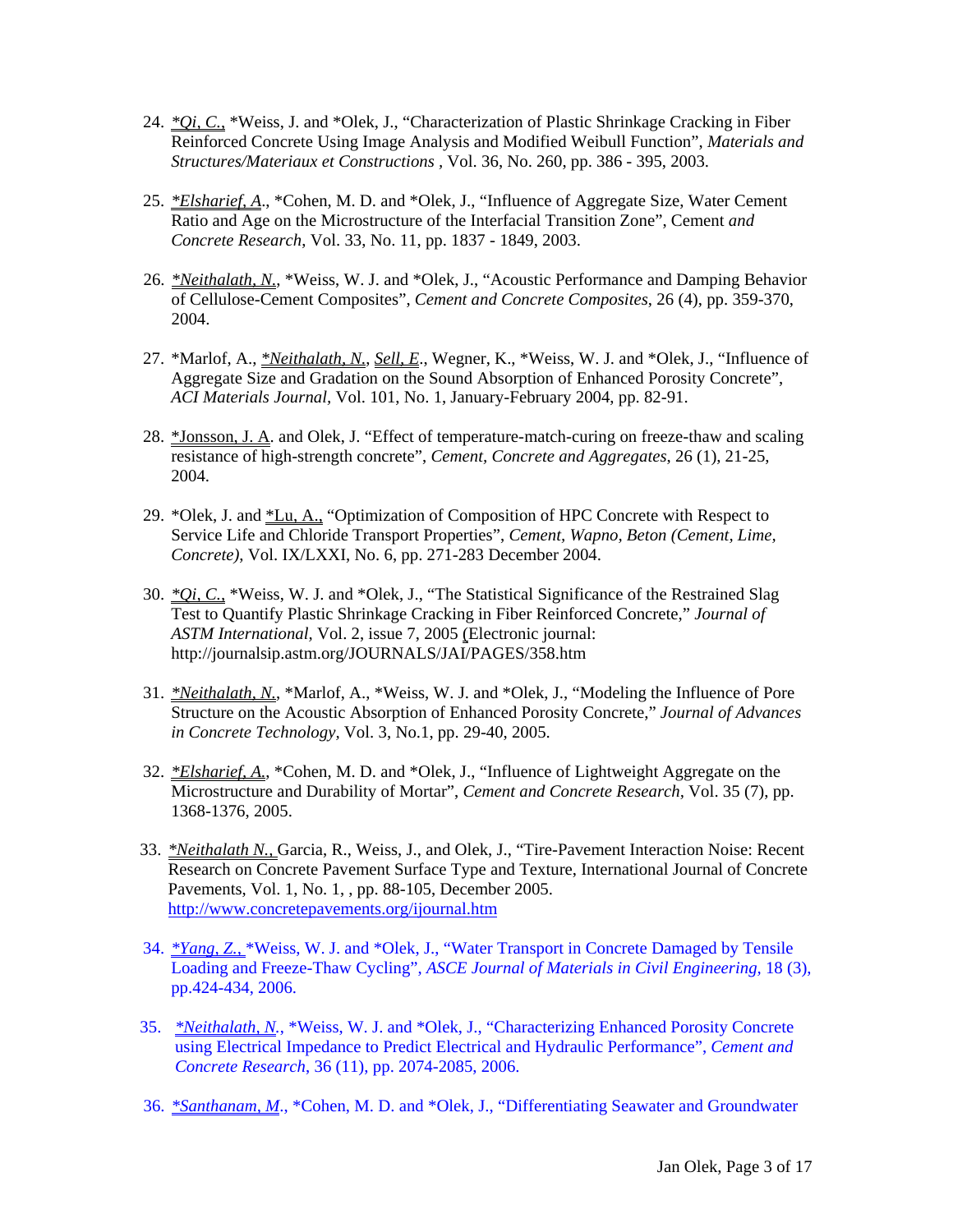24. *Qi, C., *Weiss, J. and *Olek, J., "Characterization of Plastic Shrinkage Cracking in Fiber Reinforced Concrete Using Image Analysis and Modified Weibull Function", *Materials and Structures/Materiaux et Constructions* , Vol. 36, No. 260, pp. 386 - 395, 2003.

25. *Elsharief, A., *Cohen, M. D. and *Olek, J., "Influence of Aggregate Size, Water Cement Ratio and Age on the Microstructure of the Interfacial Transition Zone", Cement *and Concrete Research*, Vol. 33, No. 11, pp. 1837 - 1849, 2003.

26. *Neithalath, N., *Weiss, W. J. and *Olek, J., "Acoustic Performance and Damping Behavior of Cellulose-Cement Composites", *Cement and Concrete Composites*, 26 (4), pp. 359-370, 2004.

27. *Marlof, A., *Neithalath, N., Sell, E., Wegner, K., *Weiss, W. J. and *Olek, J., "Influence of Aggregate Size and Gradation on the Sound Absorption of Enhanced Porosity Concrete", *ACI Materials Journal,* Vol. 101, No. 1, January-February 2004, pp. 82-91.

28. *Jonsson, J. A. and Olek, J. "Effect of temperature-match-curing on freeze-thaw and scaling resistance of high-strength concrete", *Cement, Concrete and Aggregates*, 26 (1), 21-25, 2004.

29. *Olek, J. and *Lu, A., "Optimization of Composition of HPC Concrete with Respect to Service Life and Chloride Transport Properties", *Cement, Wapno, Beton (Cement, Lime, Concrete),* Vol. IX/LXXI, No. 6, pp. 271-283 December 2004.

30. *Qi, C., *Weiss, W. J. and *Olek, J., "The Statistical Significance of the Restrained Slag Test to Quantify Plastic Shrinkage Cracking in Fiber Reinforced Concrete," *Journal of ASTM International,* Vol. 2, issue 7, 2005 (Electronic journal: http://journalsip.astm.org/JOURNALS/JAI/PAGES/358.htm

31. *Neithalath, N., *Marlof, A., *Weiss, W. J. and *Olek, J., "Modeling the Influence of Pore Structure on the Acoustic Absorption of Enhanced Porosity Concrete," *Journal of Advances in Concrete Technology,* Vol. 3, No.1, pp. 29-40, 2005.

32. *Elsharief, A., *Cohen, M. D. and *Olek, J., "Influence of Lightweight Aggregate on the Microstructure and Durability of Mortar", *Cement and Concrete Research,* Vol. 35 (7), pp. 1368-1376, 2005.

33. *Neithalath N., Garcia, R., Weiss, J., and Olek, J., "Tire-Pavement Interaction Noise: Recent Research on Concrete Pavement Surface Type and Texture, International Journal of Concrete Pavements, Vol. 1, No. 1, , pp. 88-105, December 2005. http://www.concretepavements.org/ijournal.htm

34. *Yang, Z., *Weiss, W. J. and *Olek, J., "Water Transport in Concrete Damaged by Tensile Loading and Freeze-Thaw Cycling", *ASCE Journal of Materials in Civil Engineering*, 18 (3), pp.424-434, 2006.

35. *Neithalath, N., *Weiss, W. J. and *Olek, J., "Characterizing Enhanced Porosity Concrete using Electrical Impedance to Predict Electrical and Hydraulic Performance", *Cement and Concrete Research*, 36 (11), pp. 2074-2085, 2006.

36. *Santhanam, M., *Cohen, M. D. and *Olek, J., "Differentiating Seawater and Groundwater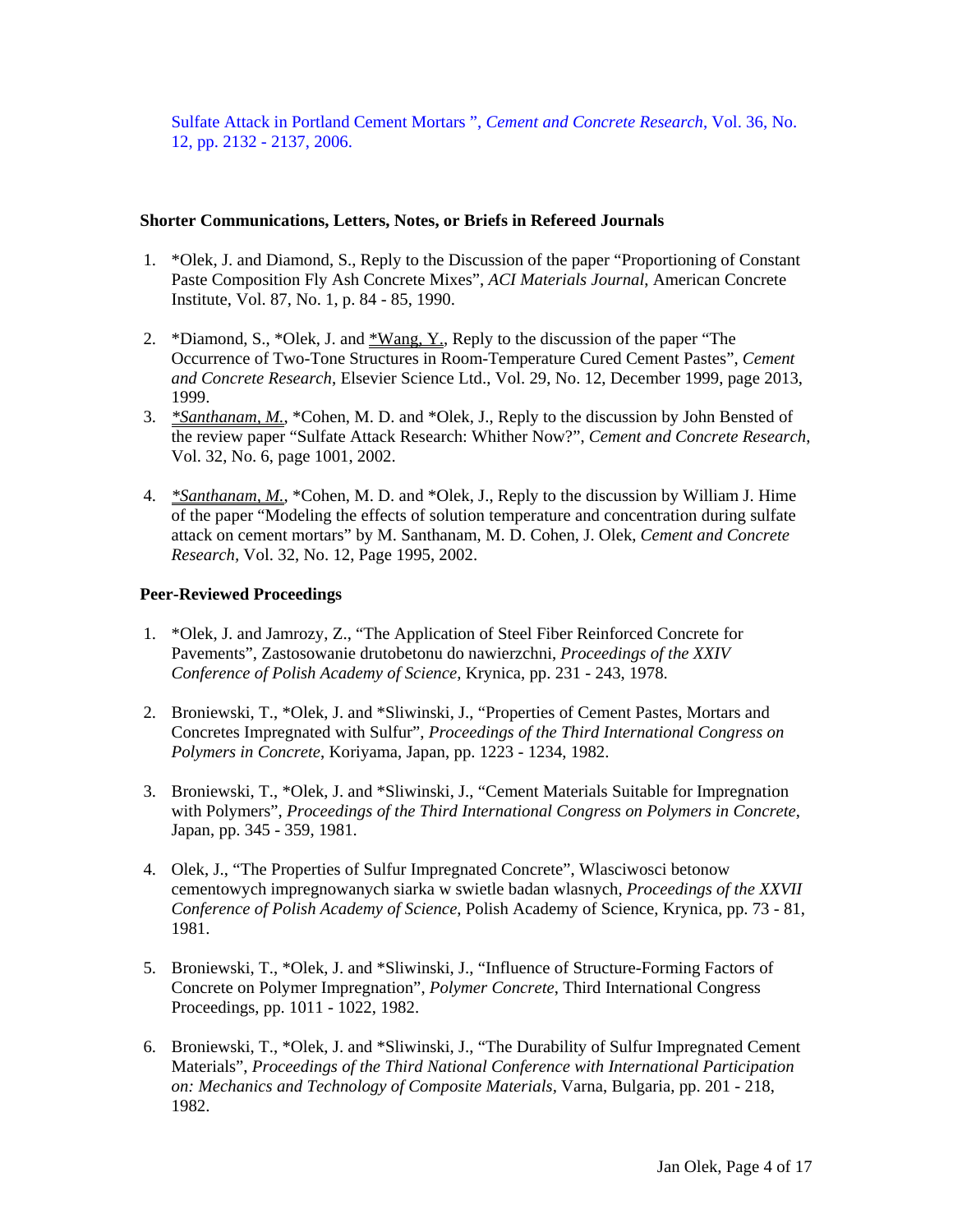Sulfate Attack in Portland Cement Mortars ", *Cement and Concrete Research*, Vol. 36, No. 12, pp. 2132 - 2137, 2006.

### Shorter Communications, Letters, Notes, or Briefs in Refereed Journals

1. *Olek, J. and Diamond, S., Reply to the Discussion of the paper "Proportioning of Constant Paste Composition Fly Ash Concrete Mixes", *ACI Materials Journal*, American Concrete Institute, Vol. 87, No. 1, p. 84 - 85, 1990.

2. *Diamond, S., *Olek, J. and <u>*Wang, Y.</u>, Reply to the discussion of the paper "The Occurrence of Two-Tone Structures in Room-Temperature Cured Cement Pastes", *Cement and Concrete Research*, Elsevier Science Ltd., Vol. 29, No. 12, December 1999, page 2013, 1999.

3. <u>*Santhanam, M.*</u>, *Cohen, M. D. and *Olek, J., Reply to the discussion by John Bensted of the review paper "Sulfate Attack Research: Whither Now?", *Cement and Concrete Research*, Vol. 32, No. 6, page 1001, 2002.

4. <u>*Santhanam, M.*</u>, *Cohen, M. D. and *Olek, J., Reply to the discussion by William J. Hime of the paper "Modeling the effects of solution temperature and concentration during sulfate attack on cement mortars" by M. Santhanam, M. D. Cohen, J. Olek, *Cement and Concrete Research*, Vol. 32, No. 12, Page 1995, 2002.

### Peer-Reviewed Proceedings

1. *Olek, J. and Jamrozy, Z., "The Application of Steel Fiber Reinforced Concrete for Pavements", Zastosowanie drutobetonu do nawierzchni, *Proceedings of the XXIV Conference of Polish Academy of Science*, Krynica, pp. 231 - 243, 1978.

2. Broniewski, T., *Olek, J. and *Sliwinski, J., "Properties of Cement Pastes, Mortars and Concretes Impregnated with Sulfur", *Proceedings of the Third International Congress on Polymers in Concrete*, Koriyama, Japan, pp. 1223 - 1234, 1982.

3. Broniewski, T., *Olek, J. and *Sliwinski, J., "Cement Materials Suitable for Impregnation with Polymers", *Proceedings of the Third International Congress on Polymers in Concrete*, Japan, pp. 345 - 359, 1981.

4. Olek, J., "The Properties of Sulfur Impregnated Concrete", Wlasciwosci betonow cementowych impregnowanych siarka w swietle badan wlasnych, *Proceedings of the XXVII Conference of Polish Academy of Science*, Polish Academy of Science, Krynica, pp. 73 - 81, 1981.

5. Broniewski, T., *Olek, J. and *Sliwinski, J., "Influence of Structure-Forming Factors of Concrete on Polymer Impregnation", *Polymer Concrete*, Third International Congress Proceedings, pp. 1011 - 1022, 1982.

6. Broniewski, T., *Olek, J. and *Sliwinski, J., "The Durability of Sulfur Impregnated Cement Materials", *Proceedings of the Third National Conference with International Participation on: Mechanics and Technology of Composite Materials*, Varna, Bulgaria, pp. 201 - 218, 1982.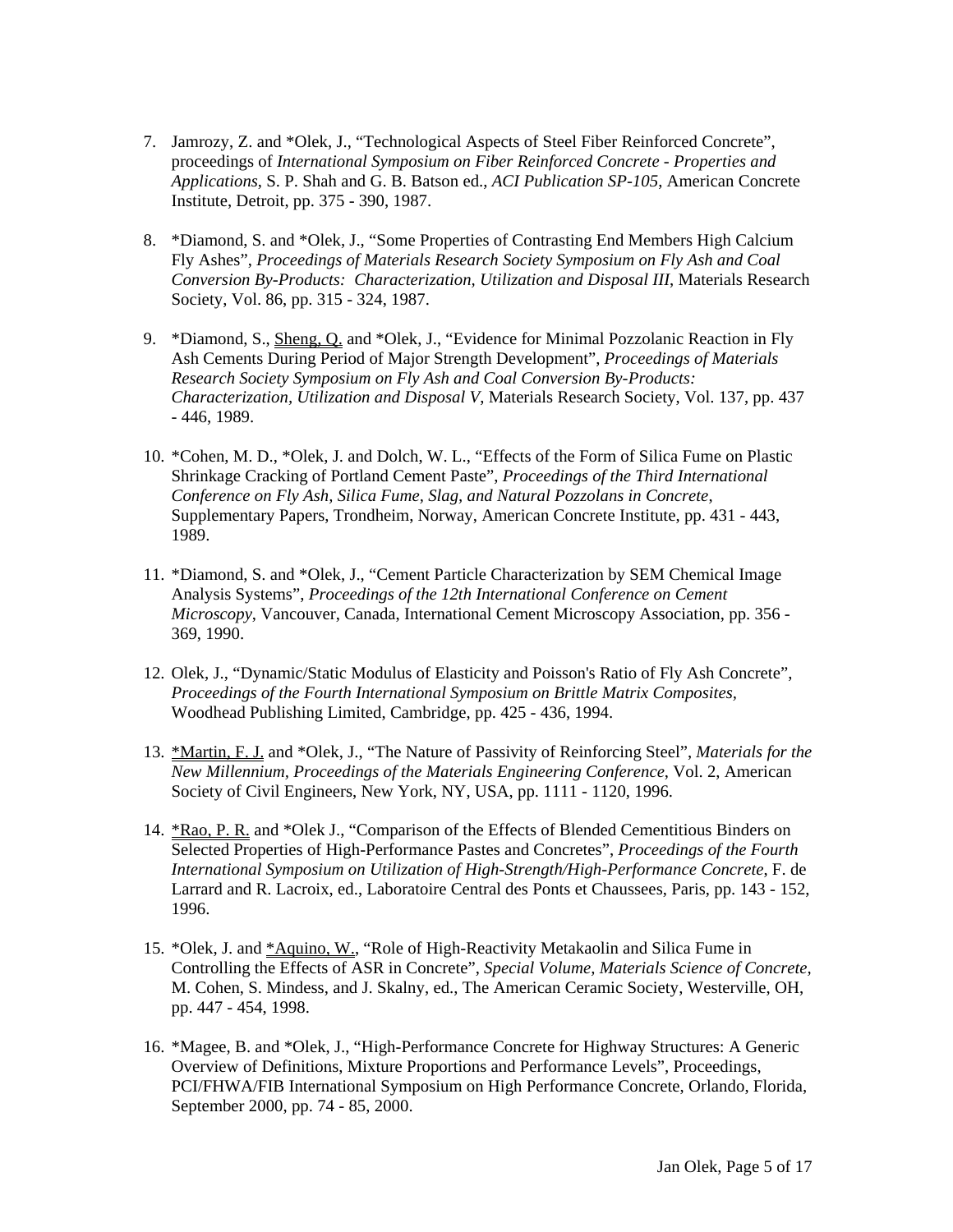7. Jamrozy, Z. and *Olek, J., "Technological Aspects of Steel Fiber Reinforced Concrete", proceedings of *International Symposium on Fiber Reinforced Concrete - Properties and Applications*, S. P. Shah and G. B. Batson ed., *ACI Publication SP-105*, American Concrete Institute, Detroit, pp. 375 - 390, 1987.

8. *Diamond, S. and *Olek, J., "Some Properties of Contrasting End Members High Calcium Fly Ashes", *Proceedings of Materials Research Society Symposium on Fly Ash and Coal Conversion By-Products: Characterization, Utilization and Disposal III*, Materials Research Society, Vol. 86, pp. 315 - 324, 1987.

9. *Diamond, S., Sheng, Q. and *Olek, J., "Evidence for Minimal Pozzolanic Reaction in Fly Ash Cements During Period of Major Strength Development", *Proceedings of Materials Research Society Symposium on Fly Ash and Coal Conversion By-Products: Characterization, Utilization and Disposal V*, Materials Research Society, Vol. 137, pp. 437 - 446, 1989.

10. *Cohen, M. D., *Olek, J. and Dolch, W. L., "Effects of the Form of Silica Fume on Plastic Shrinkage Cracking of Portland Cement Paste", *Proceedings of the Third International Conference on Fly Ash, Silica Fume, Slag, and Natural Pozzolans in Concrete*, Supplementary Papers, Trondheim, Norway, American Concrete Institute, pp. 431 - 443, 1989.

11. *Diamond, S. and *Olek, J., "Cement Particle Characterization by SEM Chemical Image Analysis Systems", *Proceedings of the 12th International Conference on Cement Microscopy*, Vancouver, Canada, International Cement Microscopy Association, pp. 356 - 369, 1990.

12. Olek, J., "Dynamic/Static Modulus of Elasticity and Poisson's Ratio of Fly Ash Concrete", *Proceedings of the Fourth International Symposium on Brittle Matrix Composites,* Woodhead Publishing Limited, Cambridge, pp. 425 - 436, 1994.

13. *Martin, F. J. and *Olek, J., "The Nature of Passivity of Reinforcing Steel", *Materials for the New Millennium, Proceedings of the Materials Engineering Conference*, Vol. 2, American Society of Civil Engineers, New York, NY, USA, pp. 1111 - 1120, 1996.

14. *Rao, P. R. and *Olek J., "Comparison of the Effects of Blended Cementitious Binders on Selected Properties of High-Performance Pastes and Concretes", *Proceedings of the Fourth International Symposium on Utilization of High-Strength/High-Performance Concrete*, F. de Larrard and R. Lacroix, ed., Laboratoire Central des Ponts et Chaussees, Paris, pp. 143 - 152, 1996.

15. *Olek, J. and *Aquino, W., "Role of High-Reactivity Metakaolin and Silica Fume in Controlling the Effects of ASR in Concrete", *Special Volume, Materials Science of Concrete,* M. Cohen, S. Mindess, and J. Skalny, ed., The American Ceramic Society, Westerville, OH, pp. 447 - 454, 1998.

16. *Magee, B. and *Olek, J., "High-Performance Concrete for Highway Structures: A Generic Overview of Definitions, Mixture Proportions and Performance Levels", Proceedings, PCI/FHWA/FIB International Symposium on High Performance Concrete, Orlando, Florida, September 2000, pp. 74 - 85, 2000.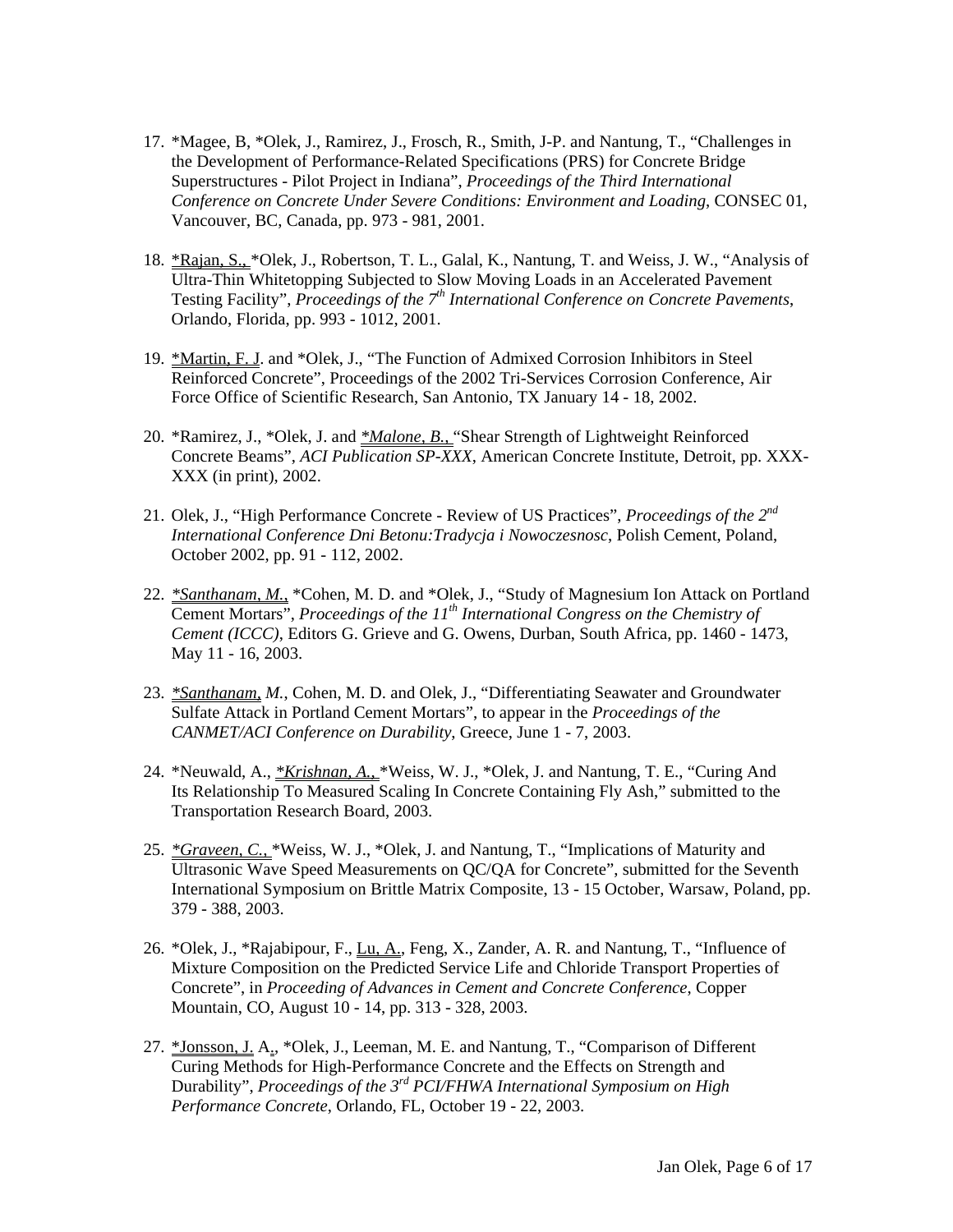17. *Magee, B, *Olek, J., Ramirez, J., Frosch, R., Smith, J-P. and Nantung, T., "Challenges in the Development of Performance-Related Specifications (PRS) for Concrete Bridge Superstructures - Pilot Project in Indiana", *Proceedings of the Third International Conference on Concrete Under Severe Conditions: Environment and Loading*, CONSEC 01, Vancouver, BC, Canada, pp. 973 - 981, 2001.

18. *Rajan, S., *Olek, J., Robertson, T. L., Galal, K., Nantung, T. and Weiss, J. W., "Analysis of Ultra-Thin Whitetopping Subjected to Slow Moving Loads in an Accelerated Pavement Testing Facility", *Proceedings of the 7th International Conference on Concrete Pavements*, Orlando, Florida, pp. 993 - 1012, 2001.

19. *Martin, F. J. and *Olek, J., "The Function of Admixed Corrosion Inhibitors in Steel Reinforced Concrete", Proceedings of the 2002 Tri-Services Corrosion Conference, Air Force Office of Scientific Research, San Antonio, TX January 14 - 18, 2002.

20. *Ramirez, J., *Olek, J. and **Malone, B.,* "Shear Strength of Lightweight Reinforced Concrete Beams", *ACI Publication SP-XXX*, American Concrete Institute, Detroit, pp. XXX-XXX (in print), 2002.

21. Olek, J., "High Performance Concrete - Review of US Practices", *Proceedings of the 2nd International Conference Dni Betonu:Tradycja i Nowoczesnosc*, Polish Cement, Poland, October 2002, pp. 91 - 112, 2002.

22. **Santhanam, M.,* *Cohen, M. D. and *Olek, J., "Study of Magnesium Ion Attack on Portland Cement Mortars", *Proceedings of the 11th International Congress on the Chemistry of Cement (ICCC)*, Editors G. Grieve and G. Owens, Durban, South Africa, pp. 1460 - 1473, May 11 - 16, 2003.

23. **Santhanam, M.*, Cohen, M. D. and Olek, J., "Differentiating Seawater and Groundwater Sulfate Attack in Portland Cement Mortars", to appear in the *Proceedings of the CANMET/ACI Conference on Durability*, Greece, June 1 - 7, 2003.

24. *Neuwald, A., **Krishnan, A.,* *Weiss, W. J., *Olek, J. and Nantung, T. E., "Curing And Its Relationship To Measured Scaling In Concrete Containing Fly Ash," submitted to the Transportation Research Board, 2003.

25. **Graveen, C.,* *Weiss, W. J., *Olek, J. and Nantung, T., "Implications of Maturity and Ultrasonic Wave Speed Measurements on QC/QA for Concrete", submitted for the Seventh International Symposium on Brittle Matrix Composite, 13 - 15 October, Warsaw, Poland, pp. 379 - 388, 2003.

26. *Olek, J., *Rajabipour, F., Lu, A., Feng, X., Zander, A. R. and Nantung, T., "Influence of Mixture Composition on the Predicted Service Life and Chloride Transport Properties of Concrete", in *Proceeding of Advances in Cement and Concrete Conference*, Copper Mountain, CO, August 10 - 14, pp. 313 - 328, 2003.

27. *Jonsson, J. A., *Olek, J., Leeman, M. E. and Nantung, T., "Comparison of Different Curing Methods for High-Performance Concrete and the Effects on Strength and Durability", *Proceedings of the 3rd PCI/FHWA International Symposium on High Performance Concrete*, Orlando, FL, October 19 - 22, 2003.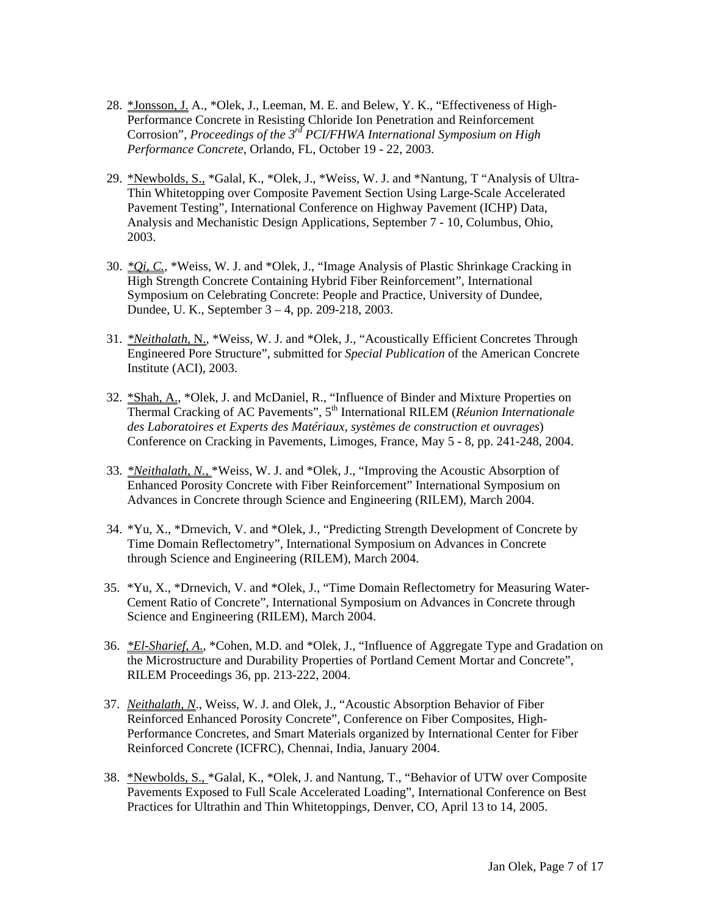28. *Jonsson, J. A., *Olek, J., Leeman, M. E. and Belew, Y. K., "Effectiveness of High-Performance Concrete in Resisting Chloride Ion Penetration and Reinforcement Corrosion", *Proceedings of the 3rd PCI/FHWA International Symposium on High Performance Concrete*, Orlando, FL, October 19 - 22, 2003.

29. *Newbolds, S., *Galal, K., *Olek, J., *Weiss, W. J. and *Nantung, T "Analysis of Ultra-Thin Whitetopping over Composite Pavement Section Using Large-Scale Accelerated Pavement Testing", International Conference on Highway Pavement (ICHP) Data, Analysis and Mechanistic Design Applications, September 7 - 10, Columbus, Ohio, 2003.

30. *\*Qi, C.*, *Weiss, W. J. and *Olek, J., "Image Analysis of Plastic Shrinkage Cracking in High Strength Concrete Containing Hybrid Fiber Reinforcement", International Symposium on Celebrating Concrete: People and Practice, University of Dundee, Dundee, U. K., September 3 – 4, pp. 209-218, 2003.

31. *\*Neithalath,* N., *Weiss, W. J. and *Olek, J., "Acoustically Efficient Concretes Through Engineered Pore Structure", submitted for *Special Publication* of the American Concrete Institute (ACI), 2003.

32. *Shah, A., *Olek, J. and McDaniel, R., "Influence of Binder and Mixture Properties on Thermal Cracking of AC Pavements", 5th International RILEM (*Réunion Internationale des Laboratoires et Experts des Matériaux, systèmes de construction et ouvrages*) Conference on Cracking in Pavements, Limoges, France, May 5 - 8, pp. 241-248, 2004.

33. *\*Neithalath, N.,* *Weiss, W. J. and *Olek, J., "Improving the Acoustic Absorption of Enhanced Porosity Concrete with Fiber Reinforcement" International Symposium on Advances in Concrete through Science and Engineering (RILEM), March 2004.

34. *Yu, X., *Drnevich, V. and *Olek, J., "Predicting Strength Development of Concrete by Time Domain Reflectometry", International Symposium on Advances in Concrete through Science and Engineering (RILEM), March 2004.

35. *Yu, X., *Drnevich, V. and *Olek, J., "Time Domain Reflectometry for Measuring Water-Cement Ratio of Concrete", International Symposium on Advances in Concrete through Science and Engineering (RILEM), March 2004.

36. *\*El-Sharief, A.*, *Cohen, M.D. and *Olek, J., "Influence of Aggregate Type and Gradation on the Microstructure and Durability Properties of Portland Cement Mortar and Concrete", RILEM Proceedings 36, pp. 213-222, 2004.

37. *Neithalath, N*., Weiss, W. J. and Olek, J., "Acoustic Absorption Behavior of Fiber Reinforced Enhanced Porosity Concrete", Conference on Fiber Composites, High-Performance Concretes, and Smart Materials organized by International Center for Fiber Reinforced Concrete (ICFRC), Chennai, India, January 2004.

38. *Newbolds, S., *Galal, K., *Olek, J. and Nantung, T., "Behavior of UTW over Composite Pavements Exposed to Full Scale Accelerated Loading", International Conference on Best Practices for Ultrathin and Thin Whitetoppings, Denver, CO, April 13 to 14, 2005.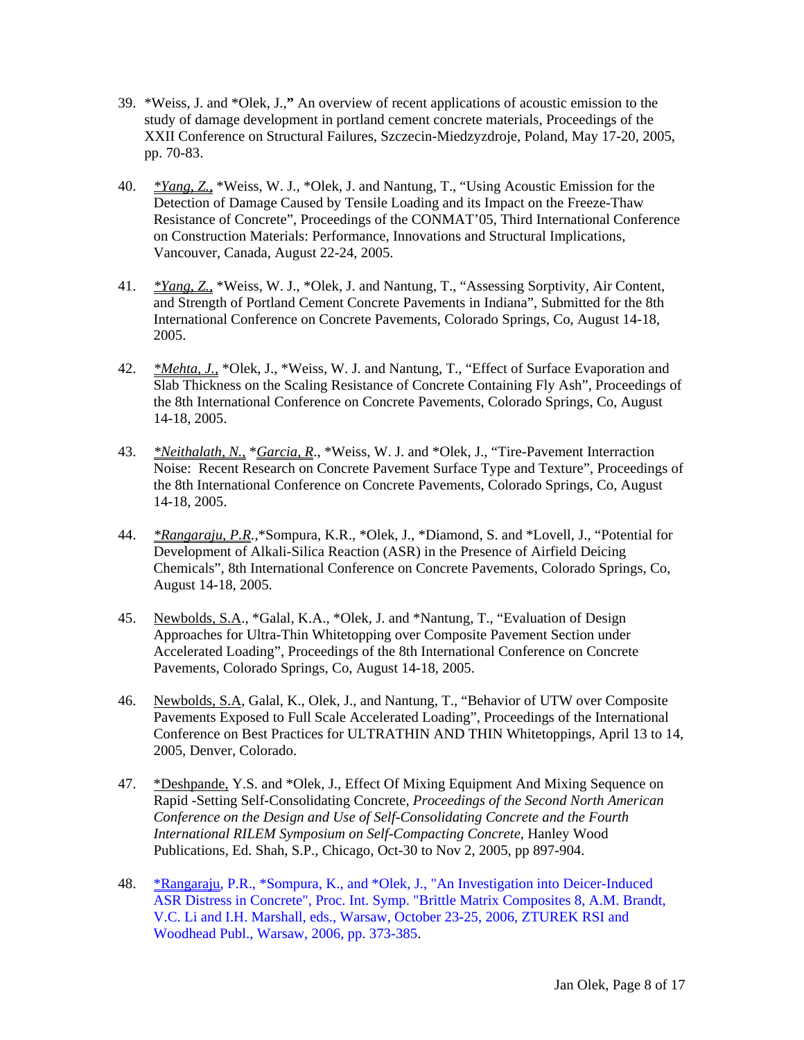39. *Weiss, J. and *Olek, J.," An overview of recent applications of acoustic emission to the study of damage development in portland cement concrete materials, Proceedings of the XXII Conference on Structural Failures, Szczecin-Miedzyzdroje, Poland, May 17-20, 2005, pp. 70-83.

40. *Yang, Z.,* *Weiss, W. J., *Olek, J. and Nantung, T., "Using Acoustic Emission for the Detection of Damage Caused by Tensile Loading and its Impact on the Freeze-Thaw Resistance of Concrete", Proceedings of the CONMAT'05, Third International Conference on Construction Materials: Performance, Innovations and Structural Implications, Vancouver, Canada, August 22-24, 2005.

41. *Yang, Z.,* *Weiss, W. J., *Olek, J. and Nantung, T., "Assessing Sorptivity, Air Content, and Strength of Portland Cement Concrete Pavements in Indiana", Submitted for the 8th International Conference on Concrete Pavements, Colorado Springs, Co, August 14-18, 2005.

42. *Mehta, J.,* *Olek, J., *Weiss, W. J. and Nantung, T., "Effect of Surface Evaporation and Slab Thickness on the Scaling Resistance of Concrete Containing Fly Ash", Proceedings of the 8th International Conference on Concrete Pavements, Colorado Springs, Co, August 14-18, 2005.

43. *Neithalath, N.,* **Garcia, R*., *Weiss, W. J. and *Olek, J., "Tire-Pavement Interraction Noise: Recent Research on Concrete Pavement Surface Type and Texture", Proceedings of the 8th International Conference on Concrete Pavements, Colorado Springs, Co, August 14-18, 2005.

44. *Rangaraju, P.R.,* *Sompura, K.R., *Olek, J., *Diamond, S. and *Lovell, J., "Potential for Development of Alkali-Silica Reaction (ASR) in the Presence of Airfield Deicing Chemicals", 8th International Conference on Concrete Pavements, Colorado Springs, Co, August 14-18, 2005.

45. Newbolds, S.A., *Galal, K.A., *Olek, J. and *Nantung, T., "Evaluation of Design Approaches for Ultra-Thin Whitetopping over Composite Pavement Section under Accelerated Loading", Proceedings of the 8th International Conference on Concrete Pavements, Colorado Springs, Co, August 14-18, 2005.

46. Newbolds, S.A, Galal, K., Olek, J., and Nantung, T., "Behavior of UTW over Composite Pavements Exposed to Full Scale Accelerated Loading", Proceedings of the International Conference on Best Practices for ULTRATHIN AND THIN Whitetoppings, April 13 to 14, 2005, Denver, Colorado.

47. *Deshpande, Y.S. and *Olek, J., Effect Of Mixing Equipment And Mixing Sequence on Rapid -Setting Self-Consolidating Concrete, *Proceedings of the Second North American Conference on the Design and Use of Self-Consolidating Concrete and the Fourth International RILEM Symposium on Self-Compacting Concrete*, Hanley Wood Publications, Ed. Shah, S.P., Chicago, Oct-30 to Nov 2, 2005, pp 897-904.

48. *Rangaraju, P.R., *Sompura, K., and *Olek, J., "An Investigation into Deicer-Induced ASR Distress in Concrete", Proc. Int. Symp. "Brittle Matrix Composites 8, A.M. Brandt, V.C. Li and I.H. Marshall, eds., Warsaw, October 23-25, 2006, ZTUREK RSI and Woodhead Publ., Warsaw, 2006, pp. 373-385.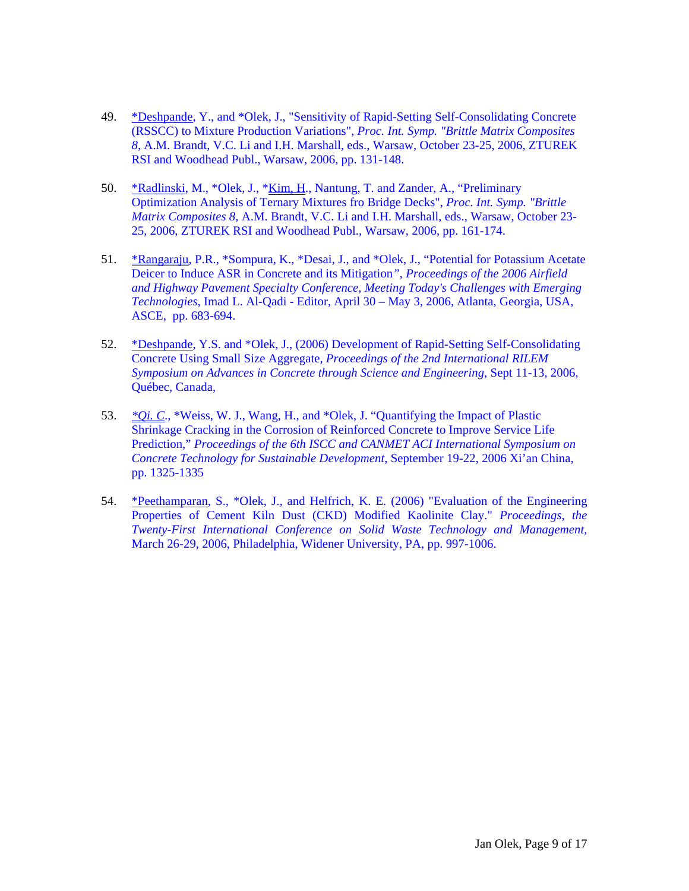49. *Deshpande, Y., and *Olek, J., "Sensitivity of Rapid-Setting Self-Consolidating Concrete (RSSCC) to Mixture Production Variations", *Proc. Int. Symp. "Brittle Matrix Composites 8*, A.M. Brandt, V.C. Li and I.H. Marshall, eds., Warsaw, October 23-25, 2006, ZTUREK RSI and Woodhead Publ., Warsaw, 2006, pp. 131-148.

50. *Radlinski, M., *Olek, J., *Kim, H., Nantung, T. and Zander, A., "Preliminary Optimization Analysis of Ternary Mixtures fro Bridge Decks", *Proc. Int. Symp. "Brittle Matrix Composites 8*, A.M. Brandt, V.C. Li and I.H. Marshall, eds., Warsaw, October 23-25, 2006, ZTUREK RSI and Woodhead Publ., Warsaw, 2006, pp. 161-174.

51. *Rangaraju, P.R., *Sompura, K., *Desai, J., and *Olek, J., "Potential for Potassium Acetate Deicer to Induce ASR in Concrete and its Mitigation", *Proceedings of the 2006 Airfield and Highway Pavement Specialty Conference, Meeting Today's Challenges with Emerging Technologies*, Imad L. Al-Qadi - Editor, April 30 – May 3, 2006, Atlanta, Georgia, USA, ASCE, pp. 683-694.

52. *Deshpande, Y.S. and *Olek, J., (2006) Development of Rapid-Setting Self-Consolidating Concrete Using Small Size Aggregate, *Proceedings of the 2nd International RILEM Symposium on Advances in Concrete through Science and Engineering*, Sept 11-13, 2006, Québec, Canada,

53. **Qi. C*., *Weiss, W. J., Wang, H., and *Olek, J. "Quantifying the Impact of Plastic Shrinkage Cracking in the Corrosion of Reinforced Concrete to Improve Service Life Prediction," *Proceedings of the 6th ISCC and CANMET ACI International Symposium on Concrete Technology for Sustainable Development*, September 19-22, 2006 Xi'an China, pp. 1325-1335

54. *Peethamparan, S., *Olek, J., and Helfrich, K. E. (2006) "Evaluation of the Engineering Properties of Cement Kiln Dust (CKD) Modified Kaolinite Clay." *Proceedings, the Twenty-First International Conference on Solid Waste Technology and Management*, March 26-29, 2006, Philadelphia, Widener University, PA, pp. 997-1006.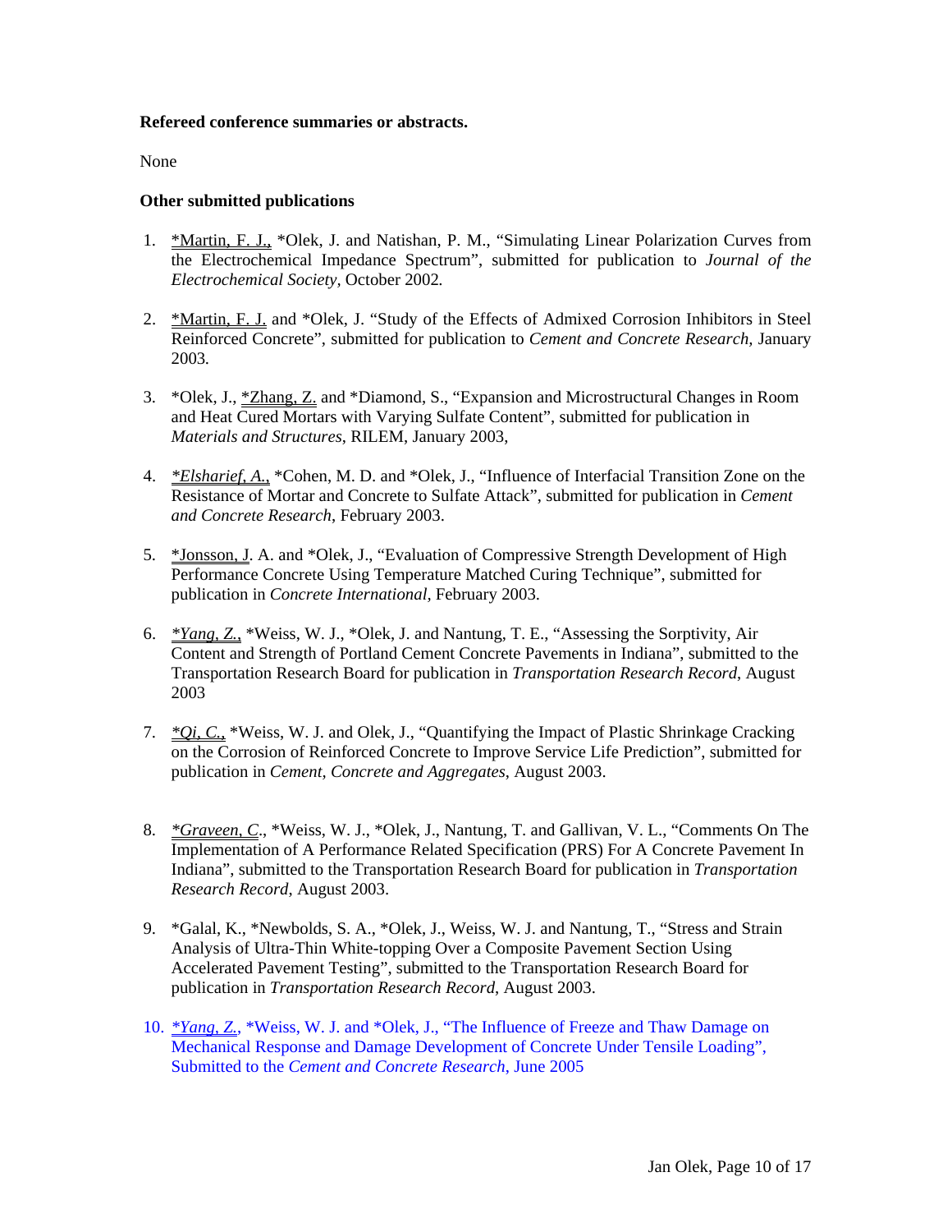**Refereed conference summaries or abstracts.**

None

**Other submitted publications**

1. *Martin, F. J., *Olek, J. and Natishan, P. M., "Simulating Linear Polarization Curves from the Electrochemical Impedance Spectrum", submitted for publication to *Journal of the Electrochemical Society*, October 2002.

2. *Martin, F. J. and *Olek, J. "Study of the Effects of Admixed Corrosion Inhibitors in Steel Reinforced Concrete", submitted for publication to *Cement and Concrete Research*, January 2003.

3. *Olek, J., *Zhang, Z. and *Diamond, S., "Expansion and Microstructural Changes in Room and Heat Cured Mortars with Varying Sulfate Content", submitted for publication in *Materials and Structures*, RILEM, January 2003,

4. **Elsharief, A.*, *Cohen, M. D. and *Olek, J., "Influence of Interfacial Transition Zone on the Resistance of Mortar and Concrete to Sulfate Attack", submitted for publication in *Cement and Concrete Research*, February 2003.

5. *Jonsson, J. A. and *Olek, J., "Evaluation of Compressive Strength Development of High Performance Concrete Using Temperature Matched Curing Technique", submitted for publication in *Concrete International*, February 2003.

6. **Yang, Z.*, *Weiss, W. J., *Olek, J. and Nantung, T. E., "Assessing the Sorptivity, Air Content and Strength of Portland Cement Concrete Pavements in Indiana", submitted to the Transportation Research Board for publication in *Transportation Research Record*, August 2003

7. **Qi, C.*, *Weiss, W. J. and Olek, J., "Quantifying the Impact of Plastic Shrinkage Cracking on the Corrosion of Reinforced Concrete to Improve Service Life Prediction", submitted for publication in *Cement, Concrete and Aggregates*, August 2003.

8. **Graveen, C.*, *Weiss, W. J., *Olek, J., Nantung, T. and Gallivan, V. L., "Comments On The Implementation of A Performance Related Specification (PRS) For A Concrete Pavement In Indiana", submitted to the Transportation Research Board for publication in *Transportation Research Record*, August 2003.

9. *Galal, K., *Newbolds, S. A., *Olek, J., Weiss, W. J. and Nantung, T., "Stress and Strain Analysis of Ultra-Thin White-topping Over a Composite Pavement Section Using Accelerated Pavement Testing", submitted to the Transportation Research Board for publication in *Transportation Research Record*, August 2003.

10. **Yang, Z.*, *Weiss, W. J. and *Olek, J., "The Influence of Freeze and Thaw Damage on Mechanical Response and Damage Development of Concrete Under Tensile Loading", Submitted to the *Cement and Concrete Research*, June 2005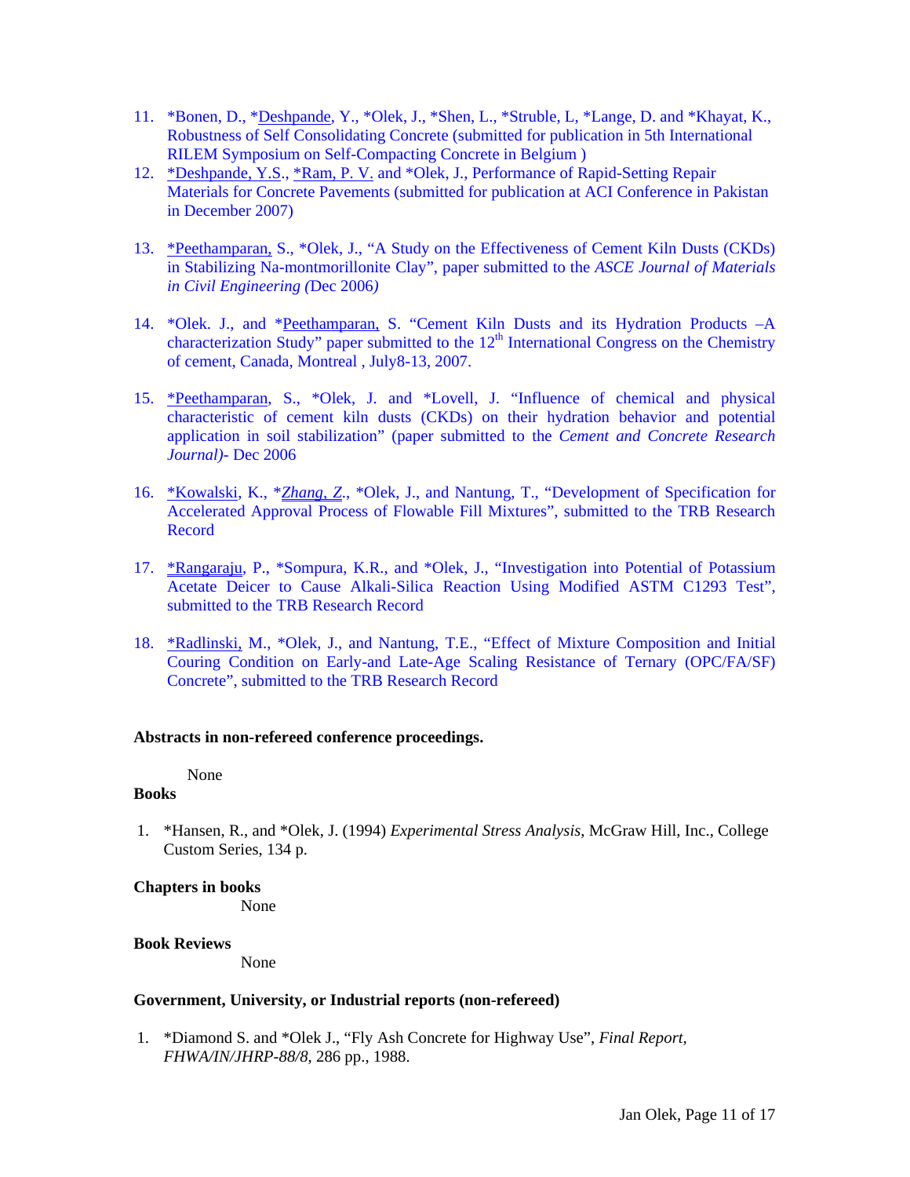11. *Bonen, D., *Deshpande, Y., *Olek, J., *Shen, L., *Struble, L, *Lange, D. and *Khayat, K., Robustness of Self Consolidating Concrete (submitted for publication in 5th International RILEM Symposium on Self-Compacting Concrete in Belgium )
12. *Deshpande, Y.S., *Ram, P. V. and *Olek, J., Performance of Rapid-Setting Repair Materials for Concrete Pavements (submitted for publication at ACI Conference in Pakistan in December 2007)
13. *Peethamparan, S., *Olek, J., "A Study on the Effectiveness of Cement Kiln Dusts (CKDs) in Stabilizing Na-montmorillonite Clay", paper submitted to the *ASCE Journal of Materials in Civil Engineering (*Dec 2006*)*
14. *Olek. J., and *Peethamparan, S. "Cement Kiln Dusts and its Hydration Products –A characterization Study" paper submitted to the 12th International Congress on the Chemistry of cement, Canada, Montreal , July8-13, 2007.
15. *Peethamparan, S., *Olek, J. and *Lovell, J. "Influence of chemical and physical characteristic of cement kiln dusts (CKDs) on their hydration behavior and potential application in soil stabilization" (paper submitted to the *Cement and Concrete Research Journal)*- Dec 2006
16. *Kowalski, K., **Zhang, Z.*, *Olek, J., and Nantung, T., "Development of Specification for Accelerated Approval Process of Flowable Fill Mixtures", submitted to the TRB Research Record
17. *Rangaraju, P., *Sompura, K.R., and *Olek, J., "Investigation into Potential of Potassium Acetate Deicer to Cause Alkali-Silica Reaction Using Modified ASTM C1293 Test", submitted to the TRB Research Record
18. *Radlinski, M., *Olek, J., and Nantung, T.E., "Effect of Mixture Composition and Initial Couring Condition on Early-and Late-Age Scaling Resistance of Ternary (OPC/FA/SF) Concrete", submitted to the TRB Research Record

**Abstracts in non-refereed conference proceedings.**

None

**Books**

1. *Hansen, R., and *Olek, J. (1994) *Experimental Stress Analysis*, McGraw Hill, Inc., College Custom Series, 134 p.

**Chapters in books**

None

**Book Reviews**

None

**Government, University, or Industrial reports (non-refereed)**

1. *Diamond S. and *Olek J., "Fly Ash Concrete for Highway Use", *Final Report, FHWA/IN/JHRP-88/8*, 286 pp., 1988.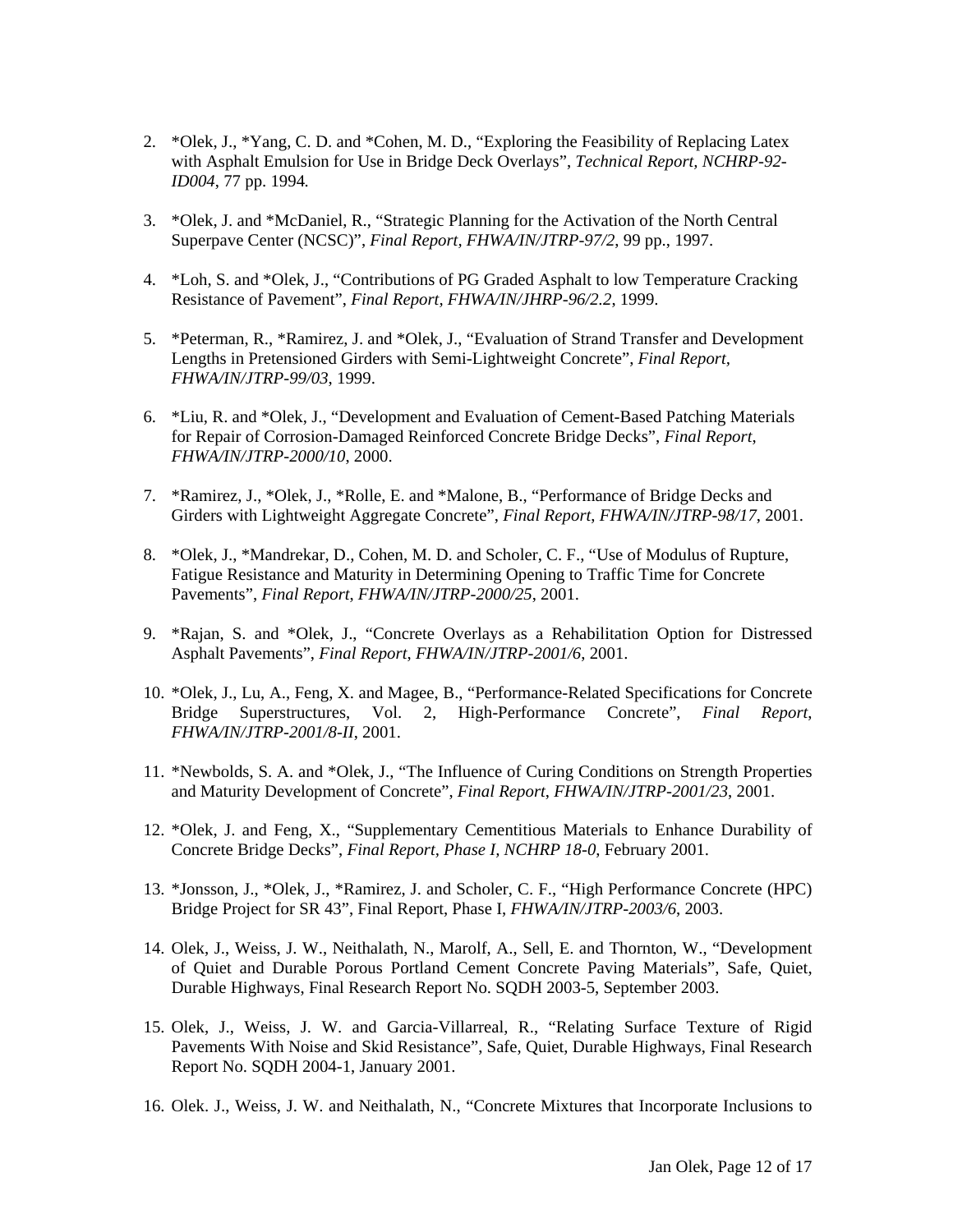2. *Olek, J., *Yang, C. D. and *Cohen, M. D., "Exploring the Feasibility of Replacing Latex with Asphalt Emulsion for Use in Bridge Deck Overlays", *Technical Report, NCHRP-92-ID004*, 77 pp. 1994.

3. *Olek, J. and *McDaniel, R., "Strategic Planning for the Activation of the North Central Superpave Center (NCSC)", *Final Report, FHWA/IN/JTRP-97/2*, 99 pp., 1997.

4. *Loh, S. and *Olek, J., "Contributions of PG Graded Asphalt to low Temperature Cracking Resistance of Pavement", *Final Report, FHWA/IN/JHRP-96/2.2*, 1999.

5. *Peterman, R., *Ramirez, J. and *Olek, J., "Evaluation of Strand Transfer and Development Lengths in Pretensioned Girders with Semi-Lightweight Concrete", *Final Report, FHWA/IN/JTRP-99/03*, 1999.

6. *Liu, R. and *Olek, J., "Development and Evaluation of Cement-Based Patching Materials for Repair of Corrosion-Damaged Reinforced Concrete Bridge Decks", *Final Report, FHWA/IN/JTRP-2000/10*, 2000.

7. *Ramirez, J., *Olek, J., *Rolle, E. and *Malone, B., "Performance of Bridge Decks and Girders with Lightweight Aggregate Concrete", *Final Report*, *FHWA/IN/JTRP-98/17*, 2001.

8. *Olek, J., *Mandrekar, D., Cohen, M. D. and Scholer, C. F., "Use of Modulus of Rupture, Fatigue Resistance and Maturity in Determining Opening to Traffic Time for Concrete Pavements", *Final Report*, *FHWA/IN/JTRP-2000/25*, 2001.

9. *Rajan, S. and *Olek, J., "Concrete Overlays as a Rehabilitation Option for Distressed Asphalt Pavements", *Final Report*, *FHWA/IN/JTRP-2001/6*, 2001.

10. *Olek, J., Lu, A., Feng, X. and Magee, B., "Performance-Related Specifications for Concrete Bridge Superstructures, Vol. 2, High-Performance Concrete", *Final Report*, *FHWA/IN/JTRP-2001/8-II*, 2001.

11. *Newbolds, S. A. and *Olek, J., "The Influence of Curing Conditions on Strength Properties and Maturity Development of Concrete", *Final Report*, *FHWA/IN/JTRP-2001/23*, 2001.

12. *Olek, J. and Feng, X., "Supplementary Cementitious Materials to Enhance Durability of Concrete Bridge Decks", *Final Report, Phase I, NCHRP 18-0*, February 2001.

13. *Jonsson, J., *Olek, J., *Ramirez, J. and Scholer, C. F., "High Performance Concrete (HPC) Bridge Project for SR 43", Final Report, Phase I, *FHWA/IN/JTRP-2003/6*, 2003.

14. Olek, J., Weiss, J. W., Neithalath, N., Marolf, A., Sell, E. and Thornton, W., "Development of Quiet and Durable Porous Portland Cement Concrete Paving Materials", Safe, Quiet, Durable Highways, Final Research Report No. SQDH 2003-5, September 2003.

15. Olek, J., Weiss, J. W. and Garcia-Villarreal, R., "Relating Surface Texture of Rigid Pavements With Noise and Skid Resistance", Safe, Quiet, Durable Highways, Final Research Report No. SQDH 2004-1, January 2001.

16. Olek. J., Weiss, J. W. and Neithalath, N., "Concrete Mixtures that Incorporate Inclusions to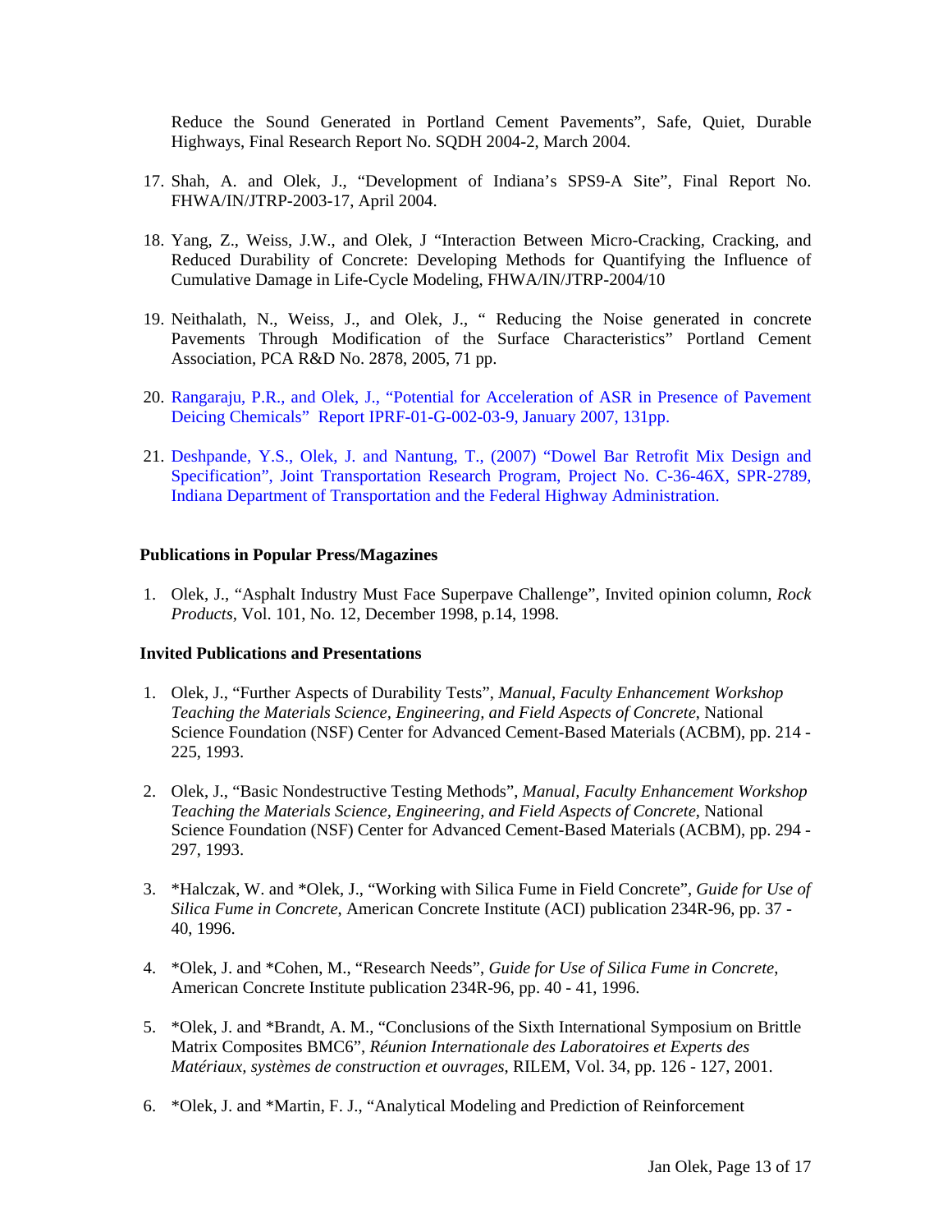Reduce the Sound Generated in Portland Cement Pavements", Safe, Quiet, Durable Highways, Final Research Report No. SQDH 2004-2, March 2004.

17. Shah, A. and Olek, J., "Development of Indiana's SPS9-A Site", Final Report No. FHWA/IN/JTRP-2003-17, April 2004.

18. Yang, Z., Weiss, J.W., and Olek, J "Interaction Between Micro-Cracking, Cracking, and Reduced Durability of Concrete: Developing Methods for Quantifying the Influence of Cumulative Damage in Life-Cycle Modeling, FHWA/IN/JTRP-2004/10

19. Neithalath, N., Weiss, J., and Olek, J., " Reducing the Noise generated in concrete Pavements Through Modification of the Surface Characteristics" Portland Cement Association, PCA R&D No. 2878, 2005, 71 pp.

20. Rangaraju, P.R., and Olek, J., "Potential for Acceleration of ASR in Presence of Pavement Deicing Chemicals" Report IPRF-01-G-002-03-9, January 2007, 131pp.

21. Deshpande, Y.S., Olek, J. and Nantung, T., (2007) "Dowel Bar Retrofit Mix Design and Specification", Joint Transportation Research Program, Project No. C-36-46X, SPR-2789, Indiana Department of Transportation and the Federal Highway Administration.

**Publications in Popular Press/Magazines**

1. Olek, J., "Asphalt Industry Must Face Superpave Challenge", Invited opinion column, *Rock Products*, Vol. 101, No. 12, December 1998, p.14, 1998.

**Invited Publications and Presentations**

1. Olek, J., "Further Aspects of Durability Tests", *Manual, Faculty Enhancement Workshop Teaching the Materials Science, Engineering, and Field Aspects of Concrete*, National Science Foundation (NSF) Center for Advanced Cement-Based Materials (ACBM), pp. 214 - 225, 1993.

2. Olek, J., "Basic Nondestructive Testing Methods", *Manual, Faculty Enhancement Workshop Teaching the Materials Science, Engineering, and Field Aspects of Concrete*, National Science Foundation (NSF) Center for Advanced Cement-Based Materials (ACBM), pp. 294 - 297, 1993.

3. *Halczak, W. and *Olek, J., "Working with Silica Fume in Field Concrete", *Guide for Use of Silica Fume in Concrete*, American Concrete Institute (ACI) publication 234R-96, pp. 37 - 40, 1996.

4. *Olek, J. and *Cohen, M., "Research Needs", *Guide for Use of Silica Fume in Concrete*, American Concrete Institute publication 234R-96, pp. 40 - 41, 1996.

5. *Olek, J. and *Brandt, A. M., "Conclusions of the Sixth International Symposium on Brittle Matrix Composites BMC6", *Réunion Internationale des Laboratoires et Experts des Matériaux, systèmes de construction et ouvrages*, RILEM, Vol. 34, pp. 126 - 127, 2001.

6. *Olek, J. and *Martin, F. J., "Analytical Modeling and Prediction of Reinforcement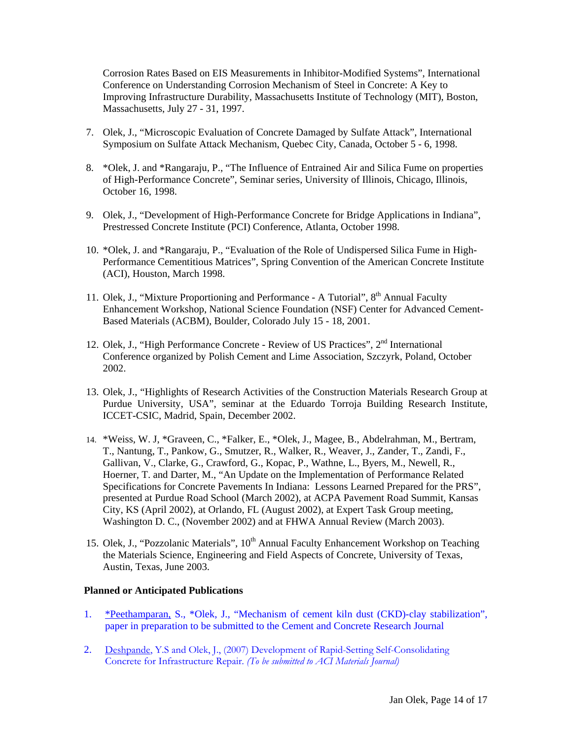Corrosion Rates Based on EIS Measurements in Inhibitor-Modified Systems", International Conference on Understanding Corrosion Mechanism of Steel in Concrete: A Key to Improving Infrastructure Durability, Massachusetts Institute of Technology (MIT), Boston, Massachusetts, July 27 - 31, 1997.

7. Olek, J., "Microscopic Evaluation of Concrete Damaged by Sulfate Attack", International Symposium on Sulfate Attack Mechanism, Quebec City, Canada, October 5 - 6, 1998.

8. *Olek, J. and *Rangaraju, P., "The Influence of Entrained Air and Silica Fume on properties of High-Performance Concrete", Seminar series, University of Illinois, Chicago, Illinois, October 16, 1998.

9. Olek, J., "Development of High-Performance Concrete for Bridge Applications in Indiana", Prestressed Concrete Institute (PCI) Conference, Atlanta, October 1998.

10. *Olek, J. and *Rangaraju, P., "Evaluation of the Role of Undispersed Silica Fume in High-Performance Cementitious Matrices", Spring Convention of the American Concrete Institute (ACI), Houston, March 1998.

11. Olek, J., "Mixture Proportioning and Performance - A Tutorial", 8th Annual Faculty Enhancement Workshop, National Science Foundation (NSF) Center for Advanced Cement-Based Materials (ACBM), Boulder, Colorado July 15 - 18, 2001.

12. Olek, J., "High Performance Concrete - Review of US Practices", 2nd International Conference organized by Polish Cement and Lime Association, Szczyrk, Poland, October 2002.

13. Olek, J., "Highlights of Research Activities of the Construction Materials Research Group at Purdue University, USA", seminar at the Eduardo Torroja Building Research Institute, ICCET-CSIC, Madrid, Spain, December 2002.

14. *Weiss, W. J, *Graveen, C., *Falker, E., *Olek, J., Magee, B., Abdelrahman, M., Bertram, T., Nantung, T., Pankow, G., Smutzer, R., Walker, R., Weaver, J., Zander, T., Zandi, F., Gallivan, V., Clarke, G., Crawford, G., Kopac, P., Wathne, L., Byers, M., Newell, R., Hoerner, T. and Darter, M., "An Update on the Implementation of Performance Related Specifications for Concrete Pavements In Indiana: Lessons Learned Prepared for the PRS", presented at Purdue Road School (March 2002), at ACPA Pavement Road Summit, Kansas City, KS (April 2002), at Orlando, FL (August 2002), at Expert Task Group meeting, Washington D. C., (November 2002) and at FHWA Annual Review (March 2003).

15. Olek, J., "Pozzolanic Materials", 10th Annual Faculty Enhancement Workshop on Teaching the Materials Science, Engineering and Field Aspects of Concrete, University of Texas, Austin, Texas, June 2003.

**Planned or Anticipated Publications**

1. *Peethamparan, S., *Olek, J., "Mechanism of cement kiln dust (CKD)-clay stabilization", paper in preparation to be submitted to the Cement and Concrete Research Journal

2. Deshpande, Y.S and Olek, J., (2007) Development of Rapid-Setting Self-Consolidating Concrete for Infrastructure Repair. *(To be submitted to ACI Materials Journal)*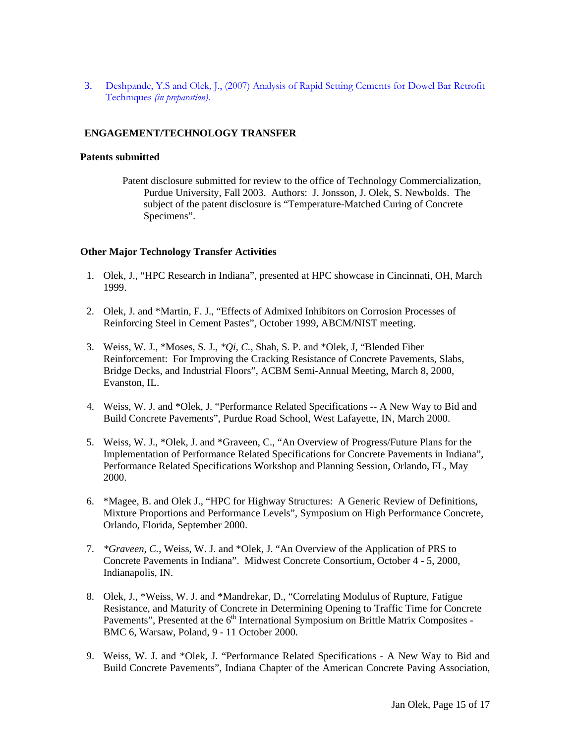3. Deshpande, Y.S and Olek, J., (2007) Analysis of Rapid Setting Cements for Dowel Bar Retrofit Techniques *(in preparation)*.

## ENGAGEMENT/TECHNOLOGY TRANSFER

### Patents submitted

Patent disclosure submitted for review to the office of Technology Commercialization, Purdue University, Fall 2003. Authors: J. Jonsson, J. Olek, S. Newbolds. The subject of the patent disclosure is "Temperature-Matched Curing of Concrete Specimens".

### Other Major Technology Transfer Activities

1. Olek, J., "HPC Research in Indiana", presented at HPC showcase in Cincinnati, OH, March 1999.

2. Olek, J. and *Martin, F. J., "Effects of Admixed Inhibitors on Corrosion Processes of Reinforcing Steel in Cement Pastes", October 1999, ABCM/NIST meeting.

3. Weiss, W. J., *Moses, S. J., *\*Qi, C.,* Shah, S. P. and *Olek, J, "Blended Fiber Reinforcement: For Improving the Cracking Resistance of Concrete Pavements, Slabs, Bridge Decks, and Industrial Floors", ACBM Semi-Annual Meeting, March 8, 2000, Evanston, IL.

4. Weiss, W. J. and *Olek, J. "Performance Related Specifications -- A New Way to Bid and Build Concrete Pavements", Purdue Road School, West Lafayette, IN, March 2000.

5. Weiss, W. J., *Olek, J. and *Graveen, C., "An Overview of Progress/Future Plans for the Implementation of Performance Related Specifications for Concrete Pavements in Indiana", Performance Related Specifications Workshop and Planning Session, Orlando, FL, May 2000.

6. *Magee, B. and Olek J., "HPC for Highway Structures: A Generic Review of Definitions, Mixture Proportions and Performance Levels", Symposium on High Performance Concrete, Orlando, Florida, September 2000.

7. *\*Graveen, C.,* Weiss, W. J. and *Olek, J. "An Overview of the Application of PRS to Concrete Pavements in Indiana". Midwest Concrete Consortium, October 4 - 5, 2000, Indianapolis, IN.

8. Olek, J., *Weiss, W. J. and *Mandrekar, D., "Correlating Modulus of Rupture, Fatigue Resistance, and Maturity of Concrete in Determining Opening to Traffic Time for Concrete Pavements", Presented at the 6th International Symposium on Brittle Matrix Composites - BMC 6, Warsaw, Poland, 9 - 11 October 2000.

9. Weiss, W. J. and *Olek, J. "Performance Related Specifications - A New Way to Bid and Build Concrete Pavements", Indiana Chapter of the American Concrete Paving Association,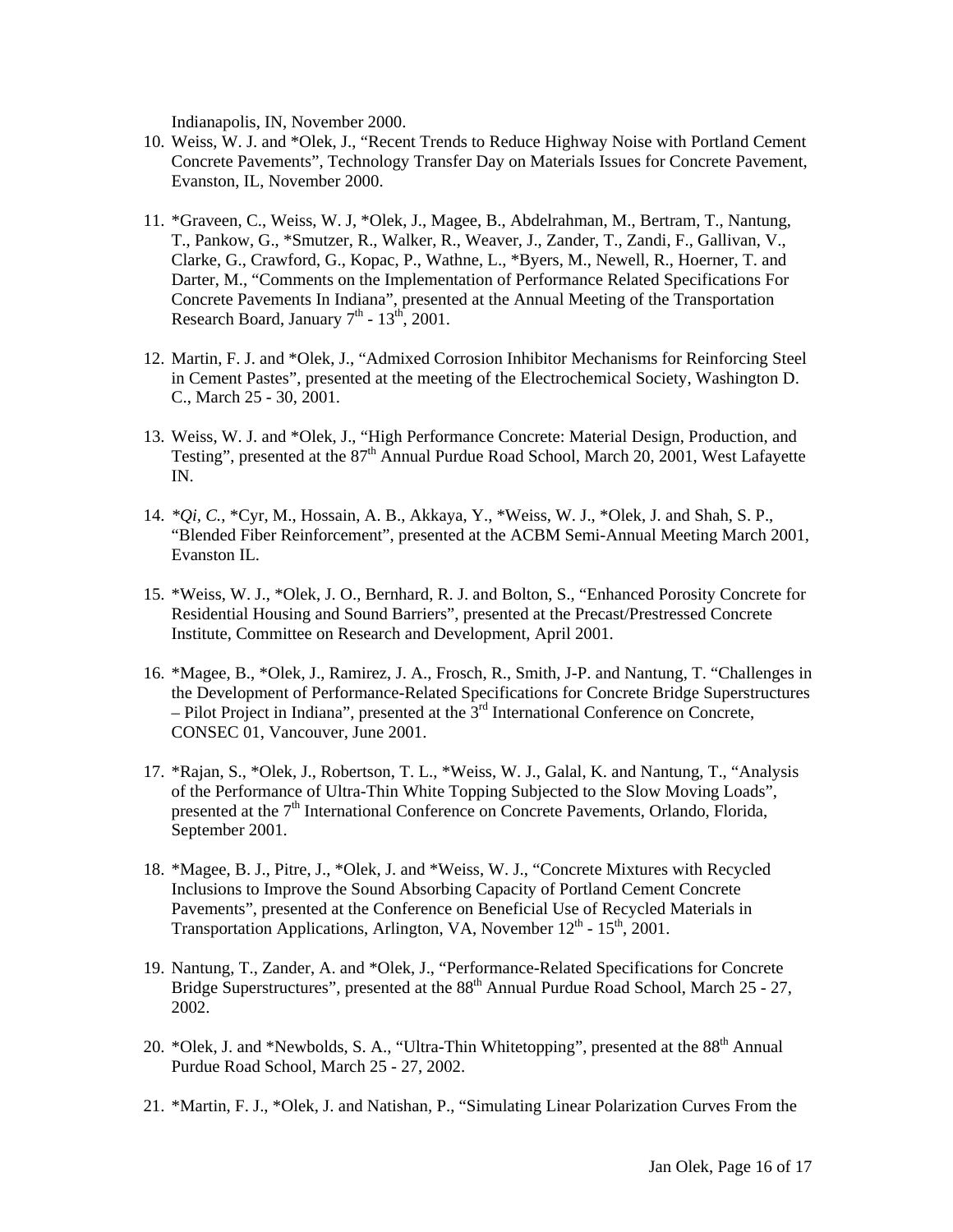Indianapolis, IN, November 2000.

10. Weiss, W. J. and *Olek, J., "Recent Trends to Reduce Highway Noise with Portland Cement Concrete Pavements", Technology Transfer Day on Materials Issues for Concrete Pavement, Evanston, IL, November 2000.

11. *Graveen, C., Weiss, W. J, *Olek, J., Magee, B., Abdelrahman, M., Bertram, T., Nantung, T., Pankow, G., *Smutzer, R., Walker, R., Weaver, J., Zander, T., Zandi, F., Gallivan, V., Clarke, G., Crawford, G., Kopac, P., Wathne, L., *Byers, M., Newell, R., Hoerner, T. and Darter, M., "Comments on the Implementation of Performance Related Specifications For Concrete Pavements In Indiana", presented at the Annual Meeting of the Transportation Research Board, January 7th - 13th, 2001.

12. Martin, F. J. and *Olek, J., "Admixed Corrosion Inhibitor Mechanisms for Reinforcing Steel in Cement Pastes", presented at the meeting of the Electrochemical Society, Washington D. C., March 25 - 30, 2001.

13. Weiss, W. J. and *Olek, J., "High Performance Concrete: Material Design, Production, and Testing", presented at the 87th Annual Purdue Road School, March 20, 2001, West Lafayette IN.

14. **Qi, C.*, *Cyr, M., Hossain, A. B., Akkaya, Y., *Weiss, W. J., *Olek, J. and Shah, S. P., "Blended Fiber Reinforcement", presented at the ACBM Semi-Annual Meeting March 2001, Evanston IL.

15. *Weiss, W. J., *Olek, J. O., Bernhard, R. J. and Bolton, S., "Enhanced Porosity Concrete for Residential Housing and Sound Barriers", presented at the Precast/Prestressed Concrete Institute, Committee on Research and Development, April 2001.

16. *Magee, B., *Olek, J., Ramirez, J. A., Frosch, R., Smith, J-P. and Nantung, T. "Challenges in the Development of Performance-Related Specifications for Concrete Bridge Superstructures – Pilot Project in Indiana", presented at the 3rd International Conference on Concrete, CONSEC 01, Vancouver, June 2001.

17. *Rajan, S., *Olek, J., Robertson, T. L., *Weiss, W. J., Galal, K. and Nantung, T., "Analysis of the Performance of Ultra-Thin White Topping Subjected to the Slow Moving Loads", presented at the 7th International Conference on Concrete Pavements, Orlando, Florida, September 2001.

18. *Magee, B. J., Pitre, J., *Olek, J. and *Weiss, W. J., "Concrete Mixtures with Recycled Inclusions to Improve the Sound Absorbing Capacity of Portland Cement Concrete Pavements", presented at the Conference on Beneficial Use of Recycled Materials in Transportation Applications, Arlington, VA, November 12th - 15th, 2001.

19. Nantung, T., Zander, A. and *Olek, J., "Performance-Related Specifications for Concrete Bridge Superstructures", presented at the 88th Annual Purdue Road School, March 25 - 27, 2002.

20. *Olek, J. and *Newbolds, S. A., "Ultra-Thin Whitetopping", presented at the 88th Annual Purdue Road School, March 25 - 27, 2002.

21. *Martin, F. J., *Olek, J. and Natishan, P., "Simulating Linear Polarization Curves From the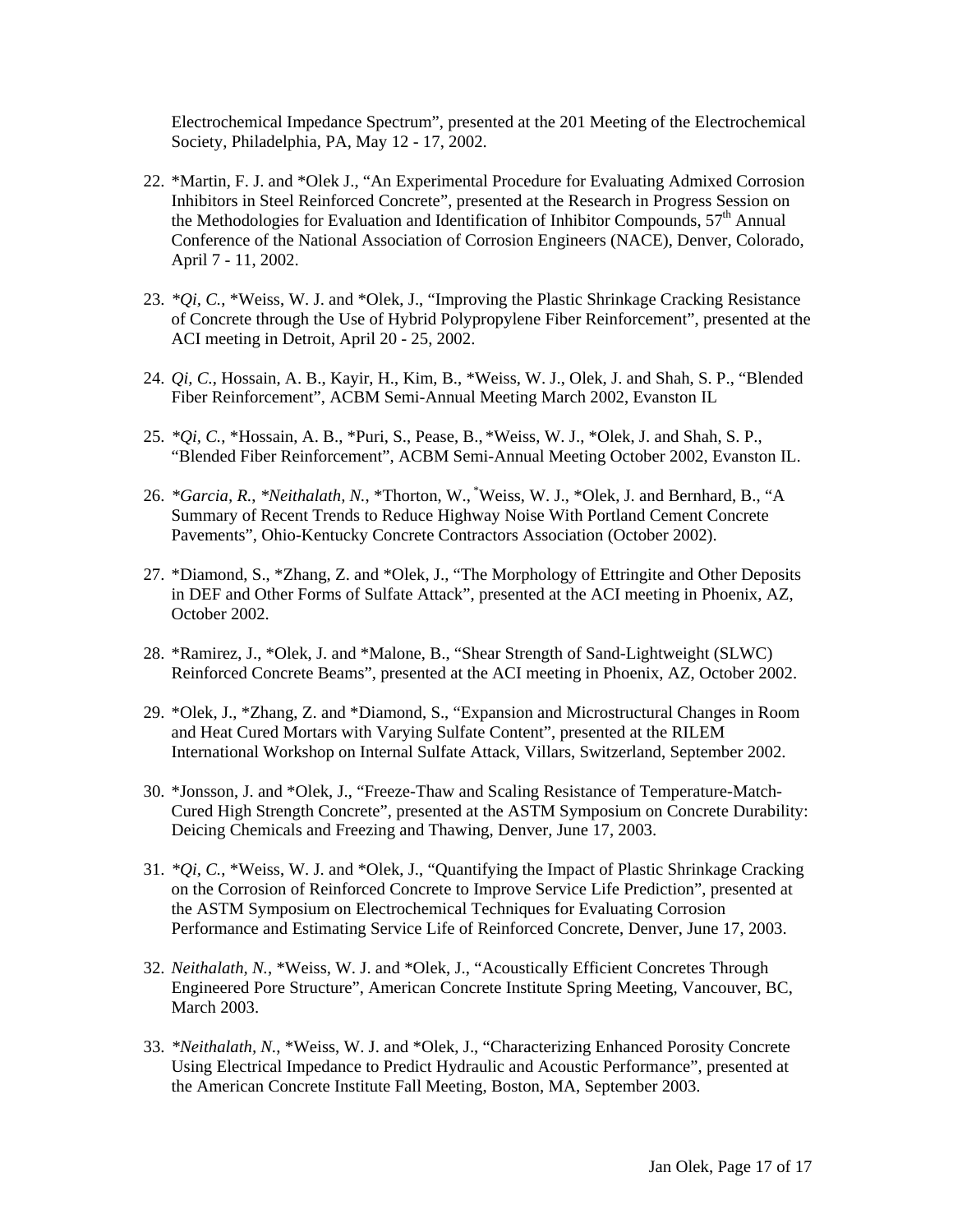Electrochemical Impedance Spectrum", presented at the 201 Meeting of the Electrochemical Society, Philadelphia, PA, May 12 - 17, 2002.

22. *Martin, F. J. and *Olek J., "An Experimental Procedure for Evaluating Admixed Corrosion Inhibitors in Steel Reinforced Concrete", presented at the Research in Progress Session on the Methodologies for Evaluation and Identification of Inhibitor Compounds, 57th Annual Conference of the National Association of Corrosion Engineers (NACE), Denver, Colorado, April 7 - 11, 2002.

23. *\*Qi, C.*, *Weiss, W. J. and *Olek, J., "Improving the Plastic Shrinkage Cracking Resistance of Concrete through the Use of Hybrid Polypropylene Fiber Reinforcement", presented at the ACI meeting in Detroit, April 20 - 25, 2002.

24. *Qi, C.*, Hossain, A. B., Kayir, H., Kim, B., *Weiss, W. J., Olek, J. and Shah, S. P., "Blended Fiber Reinforcement", ACBM Semi-Annual Meeting March 2002, Evanston IL

25. *\*Qi, C.*, *Hossain, A. B., *Puri, S., Pease, B., *Weiss, W. J., *Olek, J. and Shah, S. P., "Blended Fiber Reinforcement", ACBM Semi-Annual Meeting October 2002, Evanston IL.

26. *\*Garcia, R.*, *\*Neithalath, N.*, *Thorton, W., *Weiss, W. J., *Olek, J. and Bernhard, B., "A Summary of Recent Trends to Reduce Highway Noise With Portland Cement Concrete Pavements", Ohio-Kentucky Concrete Contractors Association (October 2002).

27. *Diamond, S., *Zhang, Z. and *Olek, J., "The Morphology of Ettringite and Other Deposits in DEF and Other Forms of Sulfate Attack", presented at the ACI meeting in Phoenix, AZ, October 2002.

28. *Ramirez, J., *Olek, J. and *Malone, B., "Shear Strength of Sand-Lightweight (SLWC) Reinforced Concrete Beams", presented at the ACI meeting in Phoenix, AZ, October 2002.

29. *Olek, J., *Zhang, Z. and *Diamond, S., "Expansion and Microstructural Changes in Room and Heat Cured Mortars with Varying Sulfate Content", presented at the RILEM International Workshop on Internal Sulfate Attack, Villars, Switzerland, September 2002.

30. *Jonsson, J. and *Olek, J., "Freeze-Thaw and Scaling Resistance of Temperature-Match-Cured High Strength Concrete", presented at the ASTM Symposium on Concrete Durability: Deicing Chemicals and Freezing and Thawing, Denver, June 17, 2003.

31. *\*Qi, C.*, *Weiss, W. J. and *Olek, J., "Quantifying the Impact of Plastic Shrinkage Cracking on the Corrosion of Reinforced Concrete to Improve Service Life Prediction", presented at the ASTM Symposium on Electrochemical Techniques for Evaluating Corrosion Performance and Estimating Service Life of Reinforced Concrete, Denver, June 17, 2003.

32. *Neithalath, N.*, *Weiss, W. J. and *Olek, J., "Acoustically Efficient Concretes Through Engineered Pore Structure", American Concrete Institute Spring Meeting, Vancouver, BC, March 2003.

33. *\*Neithalath, N.*, *Weiss, W. J. and *Olek, J., "Characterizing Enhanced Porosity Concrete Using Electrical Impedance to Predict Hydraulic and Acoustic Performance", presented at the American Concrete Institute Fall Meeting, Boston, MA, September 2003.